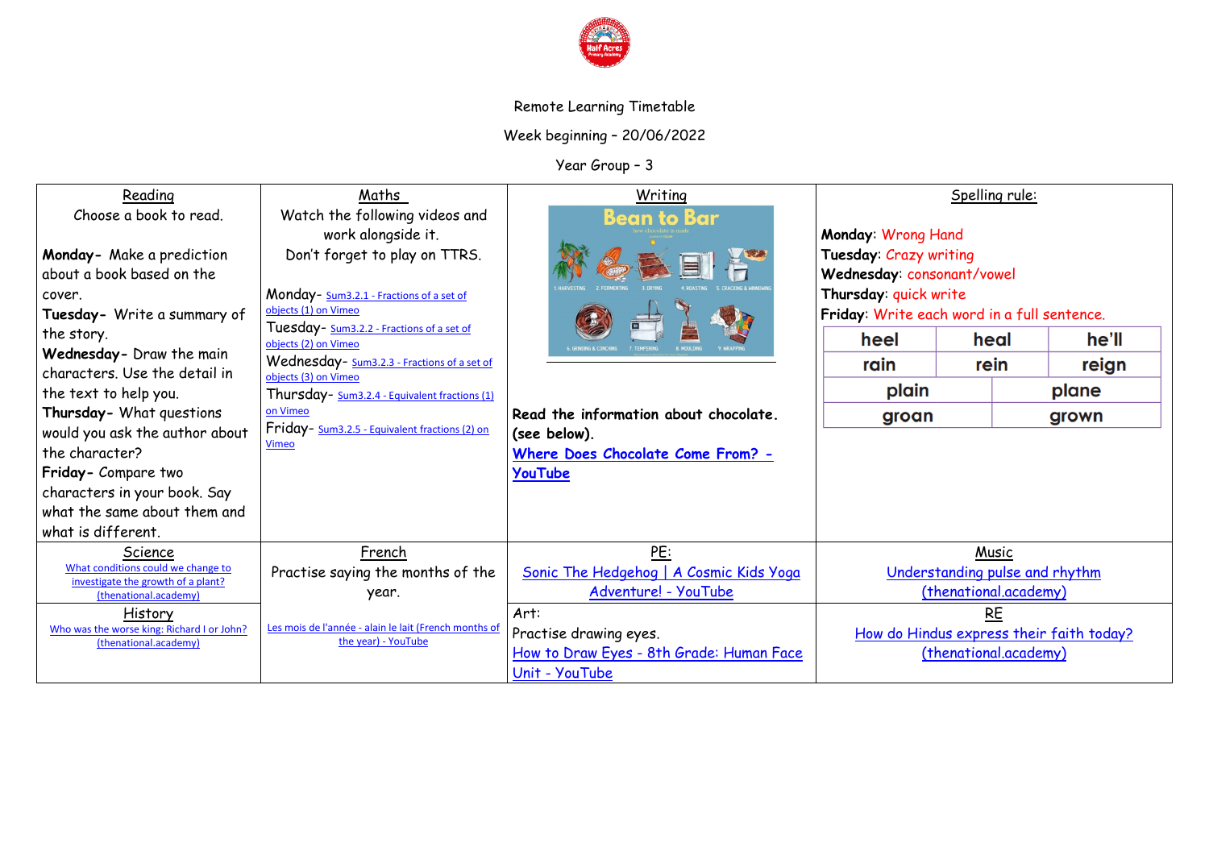Remote Learning Timetable

Week beginning – 20/06/2022

Year Group – 3

| Reading | Maths | Writing | Spelling rule: |
|---|---|---|---|
| Choose a book to read.<br><br>**Monday-** Make a prediction about a book based on the cover.<br>**Tuesday-** Write a summary of the story.<br>**Wednesday-** Draw the main characters. Use the detail in the text to help you.<br>**Thursday-** What questions would you ask the author about the character?<br>**Friday-** Compare two characters in your book. Say what the same about them and what is different. | Watch the following videos and work alongside it.<br>Don't forget to play on TTRS.<br><br>Monday- Sum3.2.1 - Fractions of a set of objects (1) on Vimeo<br>Tuesday- Sum3.2.2 - Fractions of a set of objects (2) on Vimeo<br>Wednesday- Sum3.2.3 - Fractions of a set of objects (3) on Vimeo<br>Thursday- Sum3.2.4 - Equivalent fractions (1) on Vimeo<br>Friday- Sum3.2.5 - Equivalent fractions (2) on Vimeo | Bean to Bar<br>how chocolate is made<br>1. HARVESTING 2. FERMENTING 3. DRYING 4. ROASTING 5. CRACKING & WINNOWING 6. GRINDING & CONCHING 7. TEMPERING 8. MOULDING 9. WRAPPING<br><br>**Read the information about chocolate. (see below).**<br>**Where Does Chocolate Come From? - YouTube** | **Monday**: Wrong Hand<br>**Tuesday**: Crazy writing<br>**Wednesday**: consonant/vowel<br>**Thursday**: quick write<br>**Friday**: Write each word in a full sentence.<br><br>heel, heal, he'll<br>rain, rein, reign<br>plain, plane<br>groan, grown |
| Science<br>What conditions could we change to investigate the growth of a plant? (thenational.academy) | French<br>Practise saying the months of the year.<br><br>Les mois de l'année - alain le lait (French months of the year) - YouTube | PE:<br>Sonic The Hedgehog \| A Cosmic Kids Yoga Adventure! - YouTube | Music<br>Understanding pulse and rhythm (thenational.academy) |
| History<br>Who was the worse king: Richard I or John? (thenational.academy) | | Art:<br>Practise drawing eyes.<br>How to Draw Eyes - 8th Grade: Human Face Unit - YouTube | RE<br>How do Hindus express their faith today? (thenational.academy) |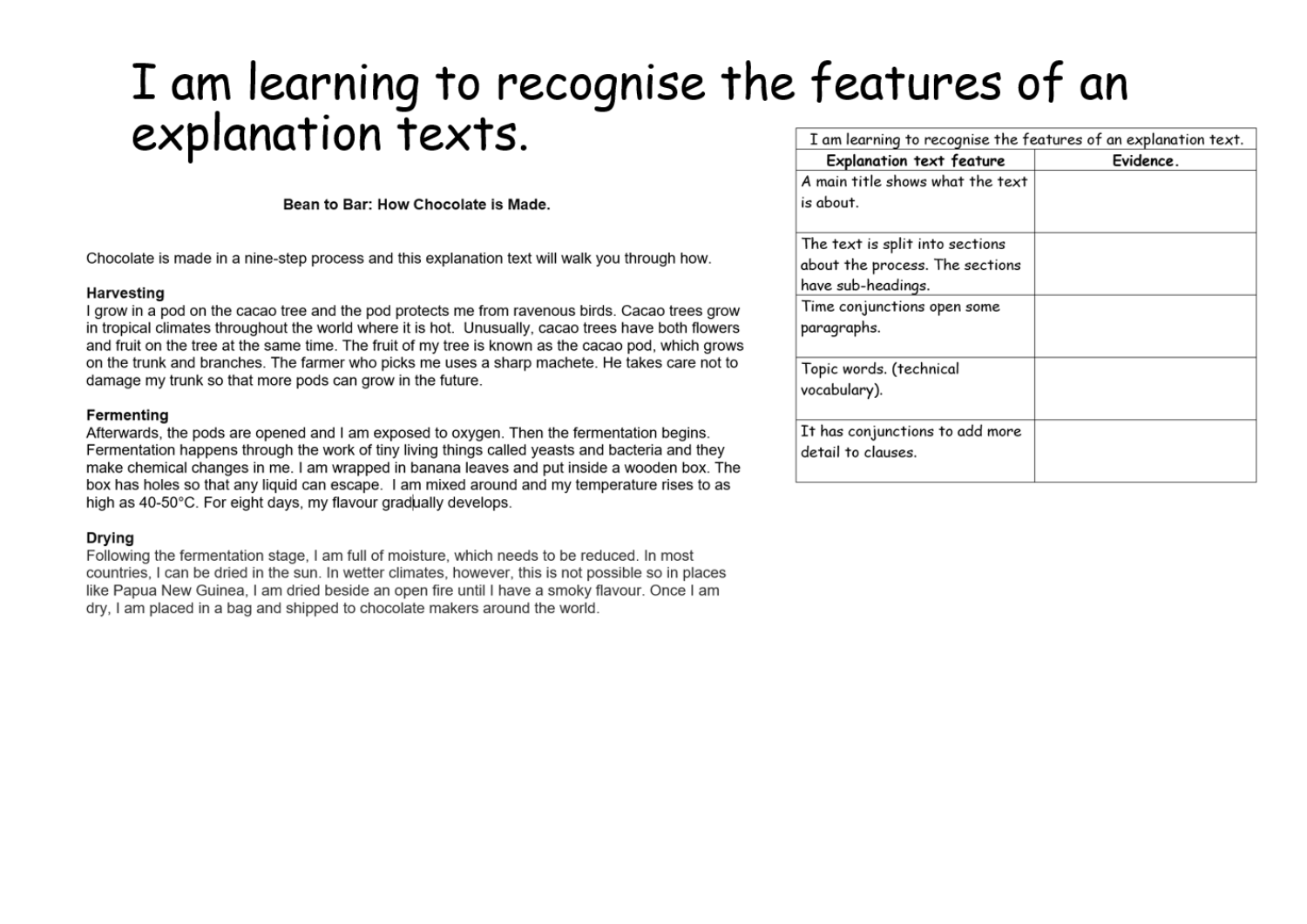# I am learning to recognise the features of an explanation texts.

**Bean to Bar: How Chocolate is Made.**

Chocolate is made in a nine-step process and this explanation text will walk you through how.

**Harvesting**
I grow in a pod on the cacao tree and the pod protects me from ravenous birds. Cacao trees grow in tropical climates throughout the world where it is hot. Unusually, cacao trees have both flowers and fruit on the tree at the same time. The fruit of my tree is known as the cacao pod, which grows on the trunk and branches. The farmer who picks me uses a sharp machete. He takes care not to damage my trunk so that more pods can grow in the future.

**Fermenting**
Afterwards, the pods are opened and I am exposed to oxygen. Then the fermentation begins. Fermentation happens through the work of tiny living things called yeasts and bacteria and they make chemical changes in me. I am wrapped in banana leaves and put inside a wooden box. The box has holes so that any liquid can escape. I am mixed around and my temperature rises to as high as 40-50°C. For eight days, my flavour gradually develops.

**Drying**
Following the fermentation stage, I am full of moisture, which needs to be reduced. In most countries, I can be dried in the sun. In wetter climates, however, this is not possible so in places like Papua New Guinea, I am dried beside an open fire until I have a smoky flavour. Once I am dry, I am placed in a bag and shipped to chocolate makers around the world.

| I am learning to recognise the features of an explanation text. | |
|---|---|
| **Explanation text feature** | **Evidence.** |
| A main title shows what the text is about. | |
| The text is split into sections about the process. The sections have sub-headings. | |
| Time conjunctions open some paragraphs. | |
| Topic words. (technical vocabulary). | |
| It has conjunctions to add more detail to clauses. | |